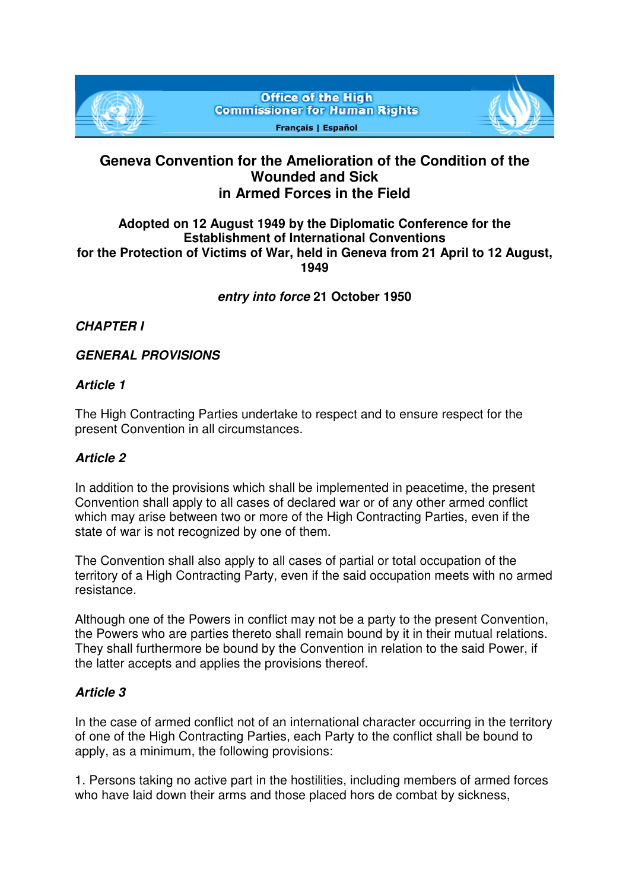Office of the High Commissioner for Human Rights

Français | Español

# Geneva Convention for the Amelioration of the Condition of the Wounded and Sick in Armed Forces in the Field

**Adopted on 12 August 1949 by the Diplomatic Conference for the Establishment of International Conventions for the Protection of Victims of War, held in Geneva from 21 April to 12 August, 1949**

***entry into force*** **21 October 1950**

## *CHAPTER I*

## *GENERAL PROVISIONS*

### *Article 1*

The High Contracting Parties undertake to respect and to ensure respect for the present Convention in all circumstances.

### *Article 2*

In addition to the provisions which shall be implemented in peacetime, the present Convention shall apply to all cases of declared war or of any other armed conflict which may arise between two or more of the High Contracting Parties, even if the state of war is not recognized by one of them.

The Convention shall also apply to all cases of partial or total occupation of the territory of a High Contracting Party, even if the said occupation meets with no armed resistance.

Although one of the Powers in conflict may not be a party to the present Convention, the Powers who are parties thereto shall remain bound by it in their mutual relations. They shall furthermore be bound by the Convention in relation to the said Power, if the latter accepts and applies the provisions thereof.

### *Article 3*

In the case of armed conflict not of an international character occurring in the territory of one of the High Contracting Parties, each Party to the conflict shall be bound to apply, as a minimum, the following provisions:

1. Persons taking no active part in the hostilities, including members of armed forces who have laid down their arms and those placed hors de combat by sickness,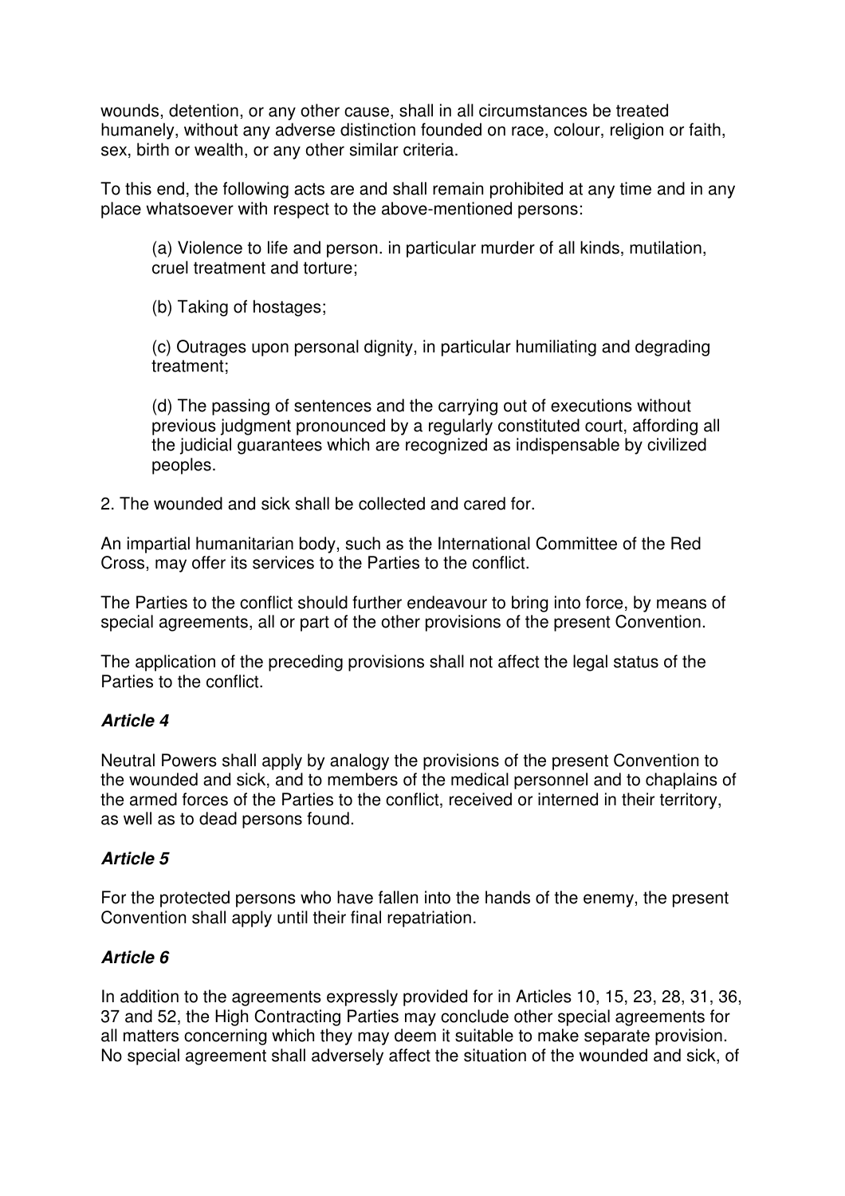wounds, detention, or any other cause, shall in all circumstances be treated humanely, without any adverse distinction founded on race, colour, religion or faith, sex, birth or wealth, or any other similar criteria.

To this end, the following acts are and shall remain prohibited at any time and in any place whatsoever with respect to the above-mentioned persons:

(a) Violence to life and person. in particular murder of all kinds, mutilation, cruel treatment and torture;

(b) Taking of hostages;

(c) Outrages upon personal dignity, in particular humiliating and degrading treatment;

(d) The passing of sentences and the carrying out of executions without previous judgment pronounced by a regularly constituted court, affording all the judicial guarantees which are recognized as indispensable by civilized peoples.

2. The wounded and sick shall be collected and cared for.

An impartial humanitarian body, such as the International Committee of the Red Cross, may offer its services to the Parties to the conflict.

The Parties to the conflict should further endeavour to bring into force, by means of special agreements, all or part of the other provisions of the present Convention.

The application of the preceding provisions shall not affect the legal status of the Parties to the conflict.

### *Article 4*

Neutral Powers shall apply by analogy the provisions of the present Convention to the wounded and sick, and to members of the medical personnel and to chaplains of the armed forces of the Parties to the conflict, received or interned in their territory, as well as to dead persons found.

### *Article 5*

For the protected persons who have fallen into the hands of the enemy, the present Convention shall apply until their final repatriation.

### *Article 6*

In addition to the agreements expressly provided for in Articles 10, 15, 23, 28, 31, 36, 37 and 52, the High Contracting Parties may conclude other special agreements for all matters concerning which they may deem it suitable to make separate provision. No special agreement shall adversely affect the situation of the wounded and sick, of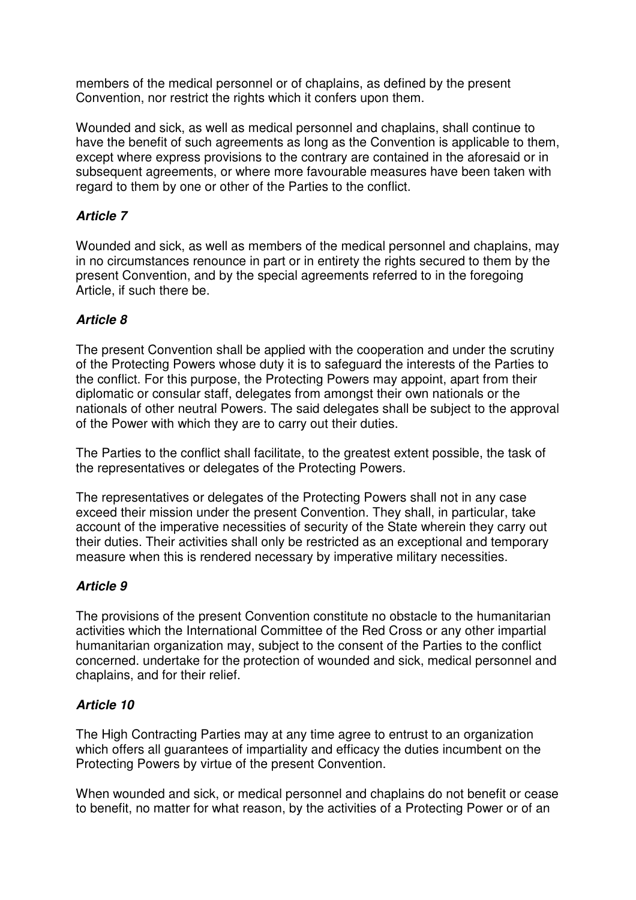members of the medical personnel or of chaplains, as defined by the present Convention, nor restrict the rights which it confers upon them.

Wounded and sick, as well as medical personnel and chaplains, shall continue to have the benefit of such agreements as long as the Convention is applicable to them, except where express provisions to the contrary are contained in the aforesaid or in subsequent agreements, or where more favourable measures have been taken with regard to them by one or other of the Parties to the conflict.

### *Article 7*

Wounded and sick, as well as members of the medical personnel and chaplains, may in no circumstances renounce in part or in entirety the rights secured to them by the present Convention, and by the special agreements referred to in the foregoing Article, if such there be.

### *Article 8*

The present Convention shall be applied with the cooperation and under the scrutiny of the Protecting Powers whose duty it is to safeguard the interests of the Parties to the conflict. For this purpose, the Protecting Powers may appoint, apart from their diplomatic or consular staff, delegates from amongst their own nationals or the nationals of other neutral Powers. The said delegates shall be subject to the approval of the Power with which they are to carry out their duties.

The Parties to the conflict shall facilitate, to the greatest extent possible, the task of the representatives or delegates of the Protecting Powers.

The representatives or delegates of the Protecting Powers shall not in any case exceed their mission under the present Convention. They shall, in particular, take account of the imperative necessities of security of the State wherein they carry out their duties. Their activities shall only be restricted as an exceptional and temporary measure when this is rendered necessary by imperative military necessities.

### *Article 9*

The provisions of the present Convention constitute no obstacle to the humanitarian activities which the International Committee of the Red Cross or any other impartial humanitarian organization may, subject to the consent of the Parties to the conflict concerned. undertake for the protection of wounded and sick, medical personnel and chaplains, and for their relief.

### *Article 10*

The High Contracting Parties may at any time agree to entrust to an organization which offers all guarantees of impartiality and efficacy the duties incumbent on the Protecting Powers by virtue of the present Convention.

When wounded and sick, or medical personnel and chaplains do not benefit or cease to benefit, no matter for what reason, by the activities of a Protecting Power or of an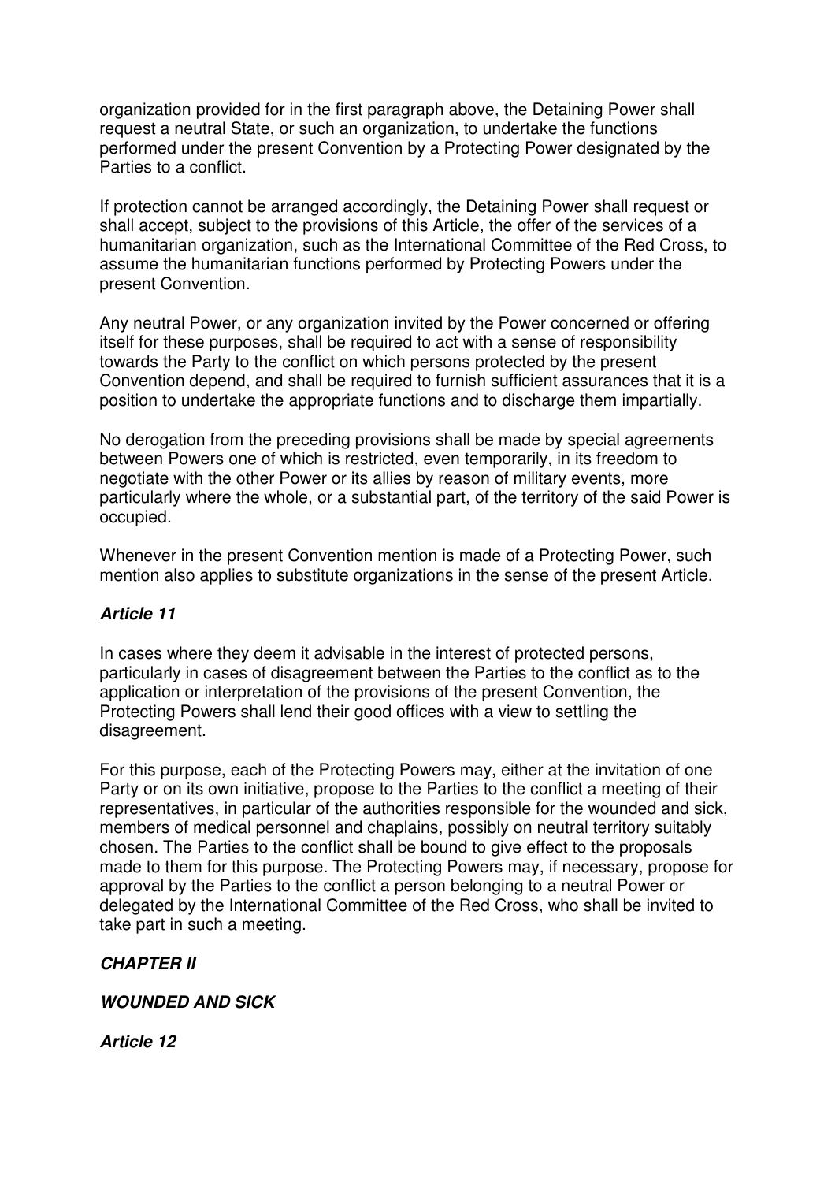organization provided for in the first paragraph above, the Detaining Power shall request a neutral State, or such an organization, to undertake the functions performed under the present Convention by a Protecting Power designated by the Parties to a conflict.

If protection cannot be arranged accordingly, the Detaining Power shall request or shall accept, subject to the provisions of this Article, the offer of the services of a humanitarian organization, such as the International Committee of the Red Cross, to assume the humanitarian functions performed by Protecting Powers under the present Convention.

Any neutral Power, or any organization invited by the Power concerned or offering itself for these purposes, shall be required to act with a sense of responsibility towards the Party to the conflict on which persons protected by the present Convention depend, and shall be required to furnish sufficient assurances that it is a position to undertake the appropriate functions and to discharge them impartially.

No derogation from the preceding provisions shall be made by special agreements between Powers one of which is restricted, even temporarily, in its freedom to negotiate with the other Power or its allies by reason of military events, more particularly where the whole, or a substantial part, of the territory of the said Power is occupied.

Whenever in the present Convention mention is made of a Protecting Power, such mention also applies to substitute organizations in the sense of the present Article.

### *Article 11*

In cases where they deem it advisable in the interest of protected persons, particularly in cases of disagreement between the Parties to the conflict as to the application or interpretation of the provisions of the present Convention, the Protecting Powers shall lend their good offices with a view to settling the disagreement.

For this purpose, each of the Protecting Powers may, either at the invitation of one Party or on its own initiative, propose to the Parties to the conflict a meeting of their representatives, in particular of the authorities responsible for the wounded and sick, members of medical personnel and chaplains, possibly on neutral territory suitably chosen. The Parties to the conflict shall be bound to give effect to the proposals made to them for this purpose. The Protecting Powers may, if necessary, propose for approval by the Parties to the conflict a person belonging to a neutral Power or delegated by the International Committee of the Red Cross, who shall be invited to take part in such a meeting.

## *CHAPTER II*

## *WOUNDED AND SICK*

### *Article 12*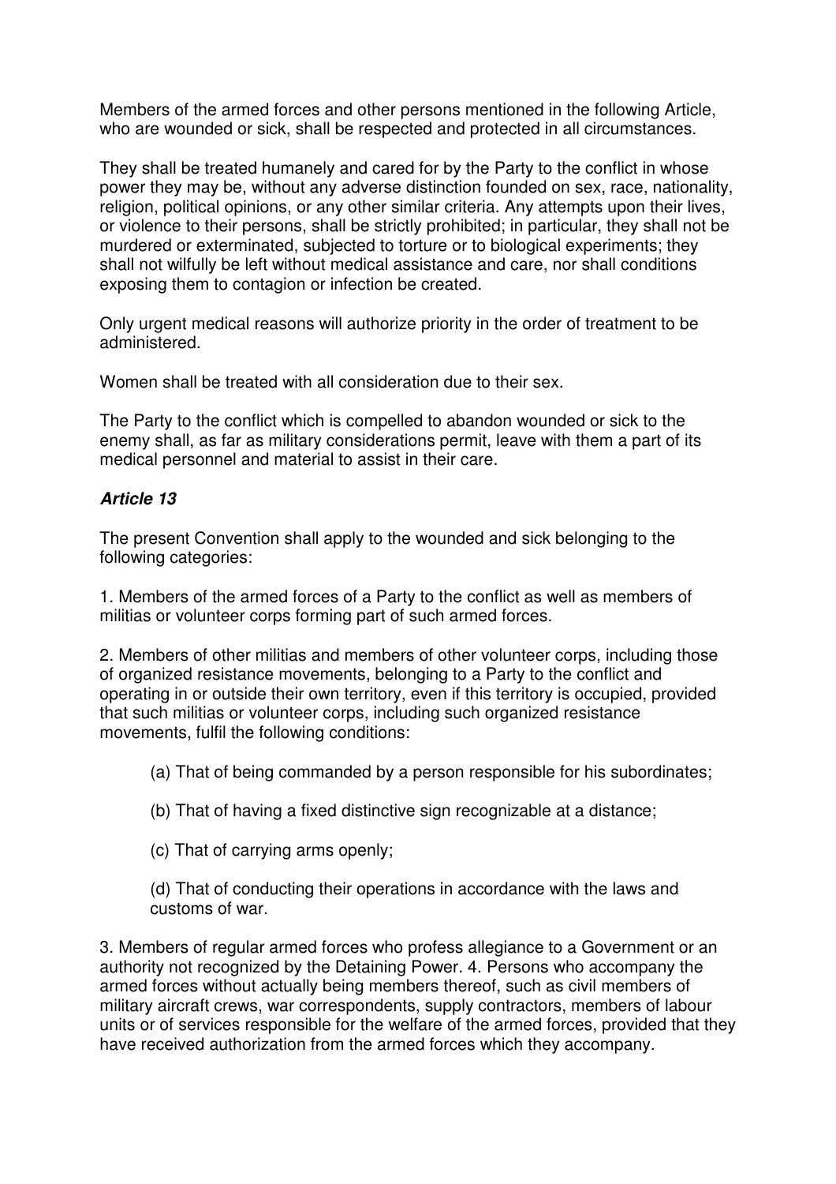Members of the armed forces and other persons mentioned in the following Article, who are wounded or sick, shall be respected and protected in all circumstances.

They shall be treated humanely and cared for by the Party to the conflict in whose power they may be, without any adverse distinction founded on sex, race, nationality, religion, political opinions, or any other similar criteria. Any attempts upon their lives, or violence to their persons, shall be strictly prohibited; in particular, they shall not be murdered or exterminated, subjected to torture or to biological experiments; they shall not wilfully be left without medical assistance and care, nor shall conditions exposing them to contagion or infection be created.

Only urgent medical reasons will authorize priority in the order of treatment to be administered.

Women shall be treated with all consideration due to their sex.

The Party to the conflict which is compelled to abandon wounded or sick to the enemy shall, as far as military considerations permit, leave with them a part of its medical personnel and material to assist in their care.

### *Article 13*

The present Convention shall apply to the wounded and sick belonging to the following categories:

1. Members of the armed forces of a Party to the conflict as well as members of militias or volunteer corps forming part of such armed forces.

2. Members of other militias and members of other volunteer corps, including those of organized resistance movements, belonging to a Party to the conflict and operating in or outside their own territory, even if this territory is occupied, provided that such militias or volunteer corps, including such organized resistance movements, fulfil the following conditions:

   (a) That of being commanded by a person responsible for his subordinates;

   (b) That of having a fixed distinctive sign recognizable at a distance;

   (c) That of carrying arms openly;

   (d) That of conducting their operations in accordance with the laws and customs of war.

3. Members of regular armed forces who profess allegiance to a Government or an authority not recognized by the Detaining Power. 4. Persons who accompany the armed forces without actually being members thereof, such as civil members of military aircraft crews, war correspondents, supply contractors, members of labour units or of services responsible for the welfare of the armed forces, provided that they have received authorization from the armed forces which they accompany.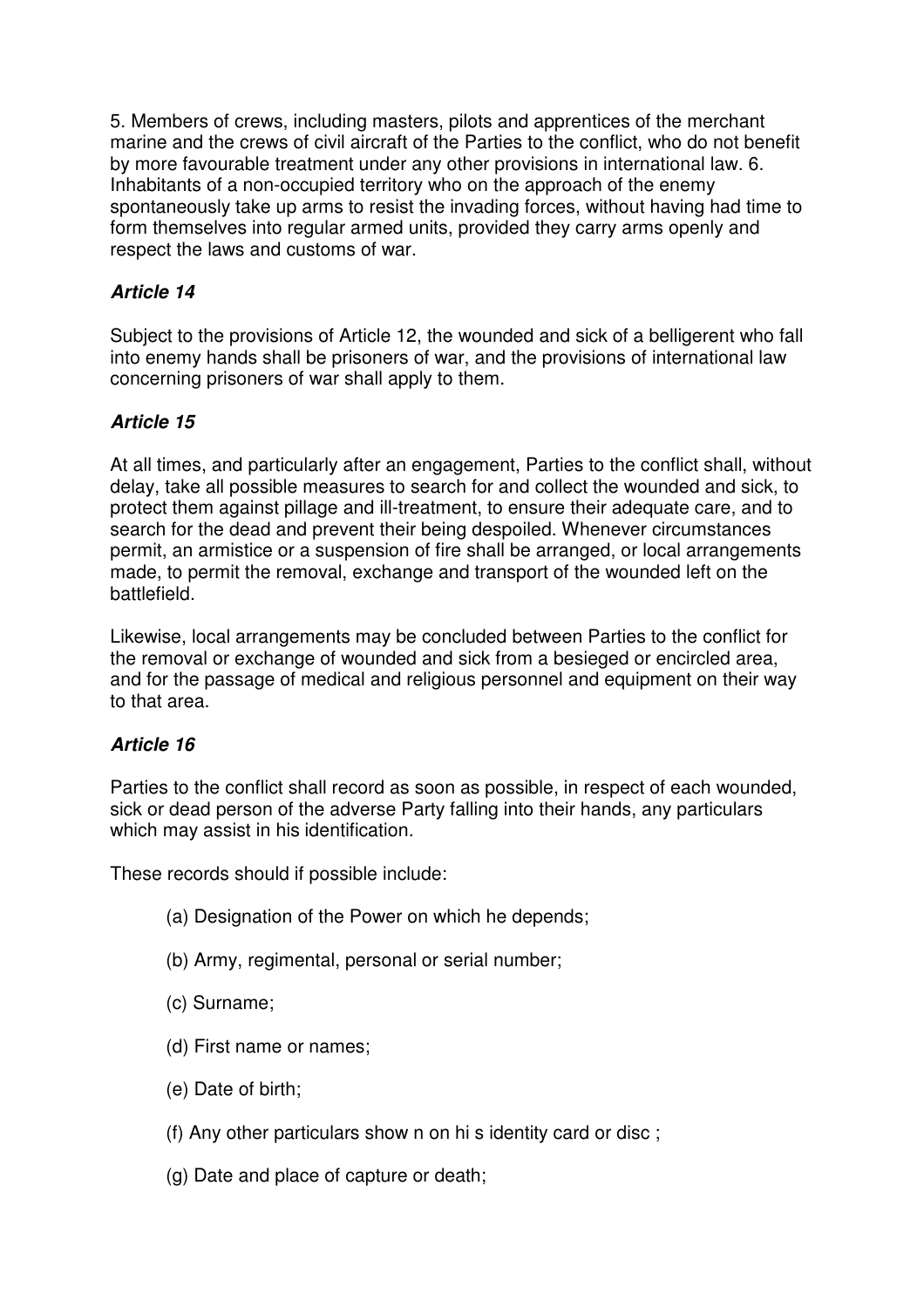5. Members of crews, including masters, pilots and apprentices of the merchant marine and the crews of civil aircraft of the Parties to the conflict, who do not benefit by more favourable treatment under any other provisions in international law. 6. Inhabitants of a non-occupied territory who on the approach of the enemy spontaneously take up arms to resist the invading forces, without having had time to form themselves into regular armed units, provided they carry arms openly and respect the laws and customs of war.

### *Article 14*

Subject to the provisions of Article 12, the wounded and sick of a belligerent who fall into enemy hands shall be prisoners of war, and the provisions of international law concerning prisoners of war shall apply to them.

### *Article 15*

At all times, and particularly after an engagement, Parties to the conflict shall, without delay, take all possible measures to search for and collect the wounded and sick, to protect them against pillage and ill-treatment, to ensure their adequate care, and to search for the dead and prevent their being despoiled. Whenever circumstances permit, an armistice or a suspension of fire shall be arranged, or local arrangements made, to permit the removal, exchange and transport of the wounded left on the battlefield.

Likewise, local arrangements may be concluded between Parties to the conflict for the removal or exchange of wounded and sick from a besieged or encircled area, and for the passage of medical and religious personnel and equipment on their way to that area.

### *Article 16*

Parties to the conflict shall record as soon as possible, in respect of each wounded, sick or dead person of the adverse Party falling into their hands, any particulars which may assist in his identification.

These records should if possible include:

(a) Designation of the Power on which he depends;

(b) Army, regimental, personal or serial number;

(c) Surname;

(d) First name or names;

(e) Date of birth;

(f) Any other particulars show n on hi s identity card or disc ;

(g) Date and place of capture or death;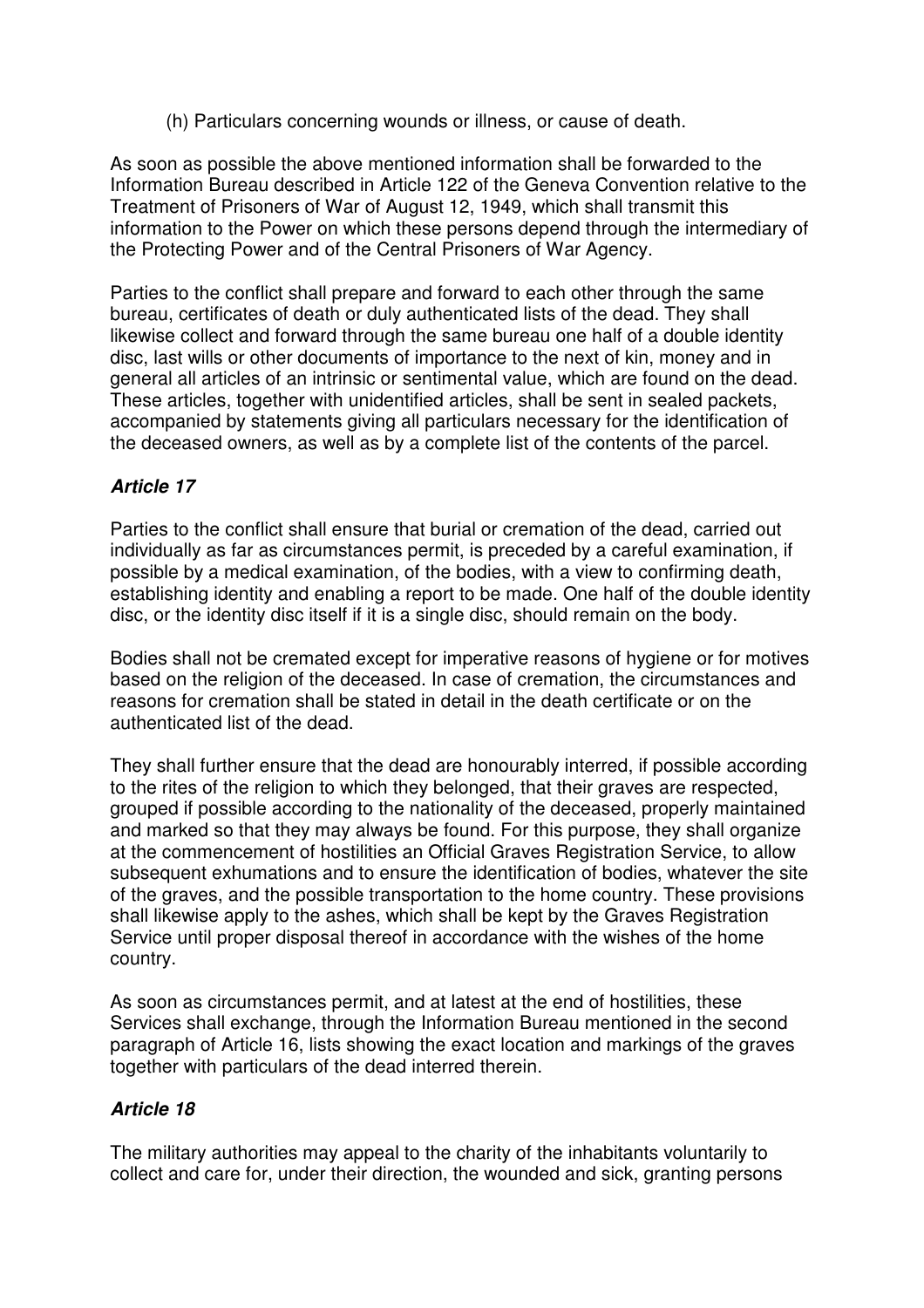(h) Particulars concerning wounds or illness, or cause of death.

As soon as possible the above mentioned information shall be forwarded to the Information Bureau described in Article 122 of the Geneva Convention relative to the Treatment of Prisoners of War of August 12, 1949, which shall transmit this information to the Power on which these persons depend through the intermediary of the Protecting Power and of the Central Prisoners of War Agency.

Parties to the conflict shall prepare and forward to each other through the same bureau, certificates of death or duly authenticated lists of the dead. They shall likewise collect and forward through the same bureau one half of a double identity disc, last wills or other documents of importance to the next of kin, money and in general all articles of an intrinsic or sentimental value, which are found on the dead. These articles, together with unidentified articles, shall be sent in sealed packets, accompanied by statements giving all particulars necessary for the identification of the deceased owners, as well as by a complete list of the contents of the parcel.

### *Article 17*

Parties to the conflict shall ensure that burial or cremation of the dead, carried out individually as far as circumstances permit, is preceded by a careful examination, if possible by a medical examination, of the bodies, with a view to confirming death, establishing identity and enabling a report to be made. One half of the double identity disc, or the identity disc itself if it is a single disc, should remain on the body.

Bodies shall not be cremated except for imperative reasons of hygiene or for motives based on the religion of the deceased. In case of cremation, the circumstances and reasons for cremation shall be stated in detail in the death certificate or on the authenticated list of the dead.

They shall further ensure that the dead are honourably interred, if possible according to the rites of the religion to which they belonged, that their graves are respected, grouped if possible according to the nationality of the deceased, properly maintained and marked so that they may always be found. For this purpose, they shall organize at the commencement of hostilities an Official Graves Registration Service, to allow subsequent exhumations and to ensure the identification of bodies, whatever the site of the graves, and the possible transportation to the home country. These provisions shall likewise apply to the ashes, which shall be kept by the Graves Registration Service until proper disposal thereof in accordance with the wishes of the home country.

As soon as circumstances permit, and at latest at the end of hostilities, these Services shall exchange, through the Information Bureau mentioned in the second paragraph of Article 16, lists showing the exact location and markings of the graves together with particulars of the dead interred therein.

### *Article 18*

The military authorities may appeal to the charity of the inhabitants voluntarily to collect and care for, under their direction, the wounded and sick, granting persons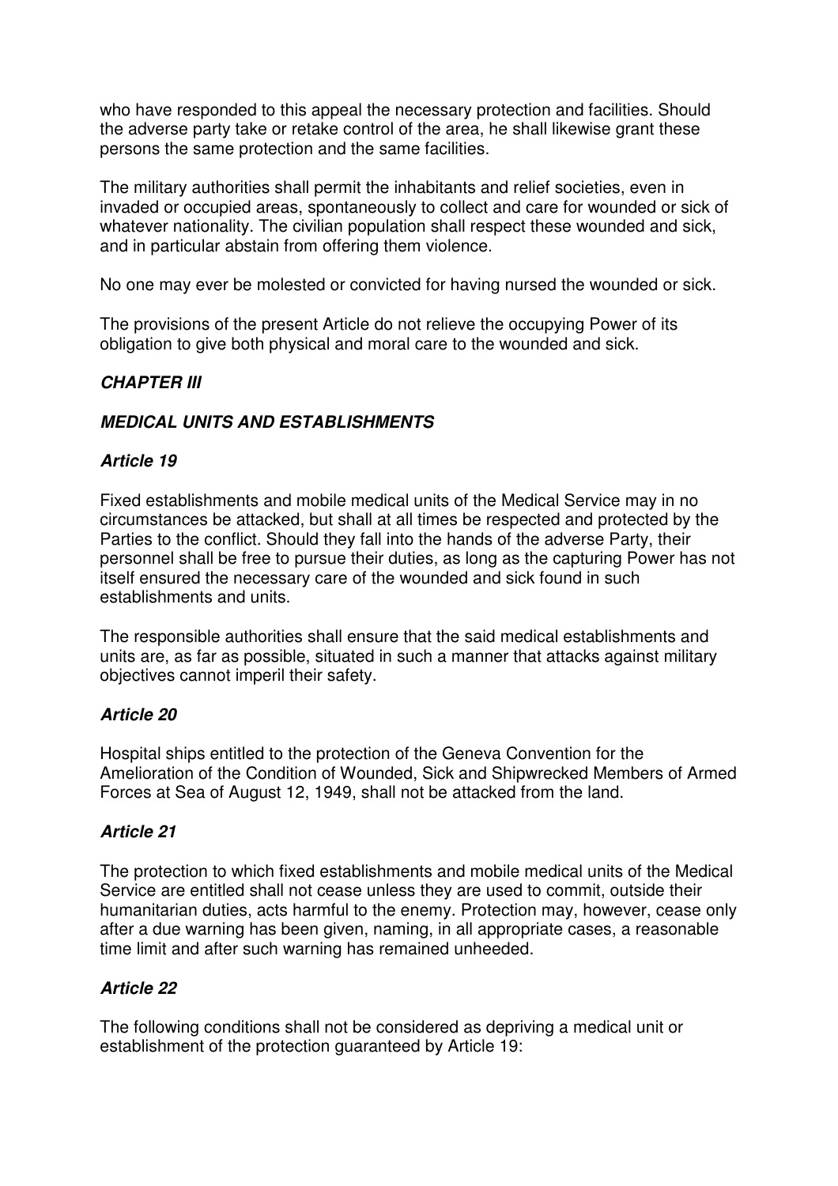who have responded to this appeal the necessary protection and facilities. Should the adverse party take or retake control of the area, he shall likewise grant these persons the same protection and the same facilities.

The military authorities shall permit the inhabitants and relief societies, even in invaded or occupied areas, spontaneously to collect and care for wounded or sick of whatever nationality. The civilian population shall respect these wounded and sick, and in particular abstain from offering them violence.

No one may ever be molested or convicted for having nursed the wounded or sick.

The provisions of the present Article do not relieve the occupying Power of its obligation to give both physical and moral care to the wounded and sick.

## *CHAPTER III*

## *MEDICAL UNITS AND ESTABLISHMENTS*

### *Article 19*

Fixed establishments and mobile medical units of the Medical Service may in no circumstances be attacked, but shall at all times be respected and protected by the Parties to the conflict. Should they fall into the hands of the adverse Party, their personnel shall be free to pursue their duties, as long as the capturing Power has not itself ensured the necessary care of the wounded and sick found in such establishments and units.

The responsible authorities shall ensure that the said medical establishments and units are, as far as possible, situated in such a manner that attacks against military objectives cannot imperil their safety.

### *Article 20*

Hospital ships entitled to the protection of the Geneva Convention for the Amelioration of the Condition of Wounded, Sick and Shipwrecked Members of Armed Forces at Sea of August 12, 1949, shall not be attacked from the land.

### *Article 21*

The protection to which fixed establishments and mobile medical units of the Medical Service are entitled shall not cease unless they are used to commit, outside their humanitarian duties, acts harmful to the enemy. Protection may, however, cease only after a due warning has been given, naming, in all appropriate cases, a reasonable time limit and after such warning has remained unheeded.

### *Article 22*

The following conditions shall not be considered as depriving a medical unit or establishment of the protection guaranteed by Article 19: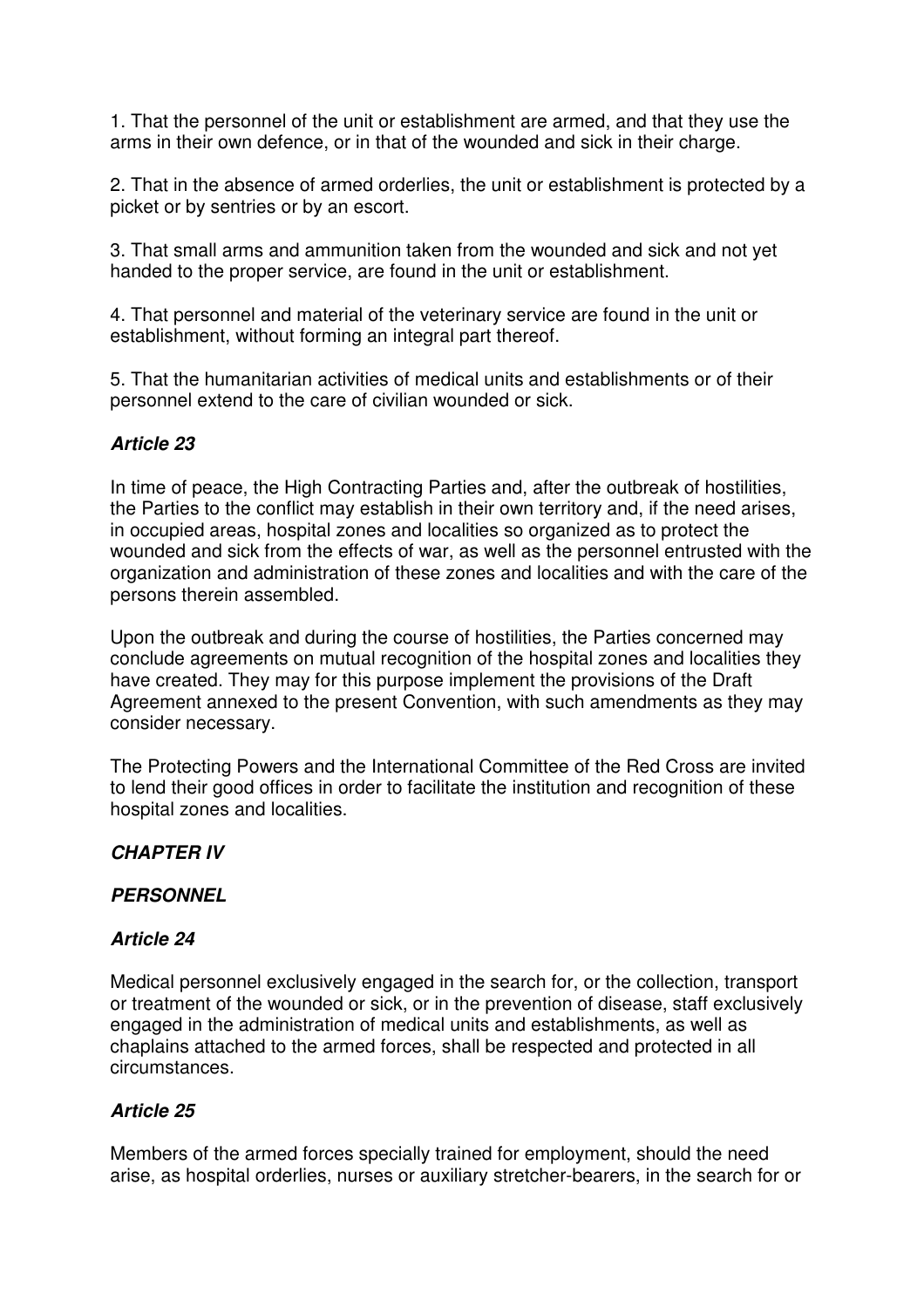1. That the personnel of the unit or establishment are armed, and that they use the arms in their own defence, or in that of the wounded and sick in their charge.

2. That in the absence of armed orderlies, the unit or establishment is protected by a picket or by sentries or by an escort.

3. That small arms and ammunition taken from the wounded and sick and not yet handed to the proper service, are found in the unit or establishment.

4. That personnel and material of the veterinary service are found in the unit or establishment, without forming an integral part thereof.

5. That the humanitarian activities of medical units and establishments or of their personnel extend to the care of civilian wounded or sick.

### *Article 23*

In time of peace, the High Contracting Parties and, after the outbreak of hostilities, the Parties to the conflict may establish in their own territory and, if the need arises, in occupied areas, hospital zones and localities so organized as to protect the wounded and sick from the effects of war, as well as the personnel entrusted with the organization and administration of these zones and localities and with the care of the persons therein assembled.

Upon the outbreak and during the course of hostilities, the Parties concerned may conclude agreements on mutual recognition of the hospital zones and localities they have created. They may for this purpose implement the provisions of the Draft Agreement annexed to the present Convention, with such amendments as they may consider necessary.

The Protecting Powers and the International Committee of the Red Cross are invited to lend their good offices in order to facilitate the institution and recognition of these hospital zones and localities.

## *CHAPTER IV*

## *PERSONNEL*

### *Article 24*

Medical personnel exclusively engaged in the search for, or the collection, transport or treatment of the wounded or sick, or in the prevention of disease, staff exclusively engaged in the administration of medical units and establishments, as well as chaplains attached to the armed forces, shall be respected and protected in all circumstances.

### *Article 25*

Members of the armed forces specially trained for employment, should the need arise, as hospital orderlies, nurses or auxiliary stretcher-bearers, in the search for or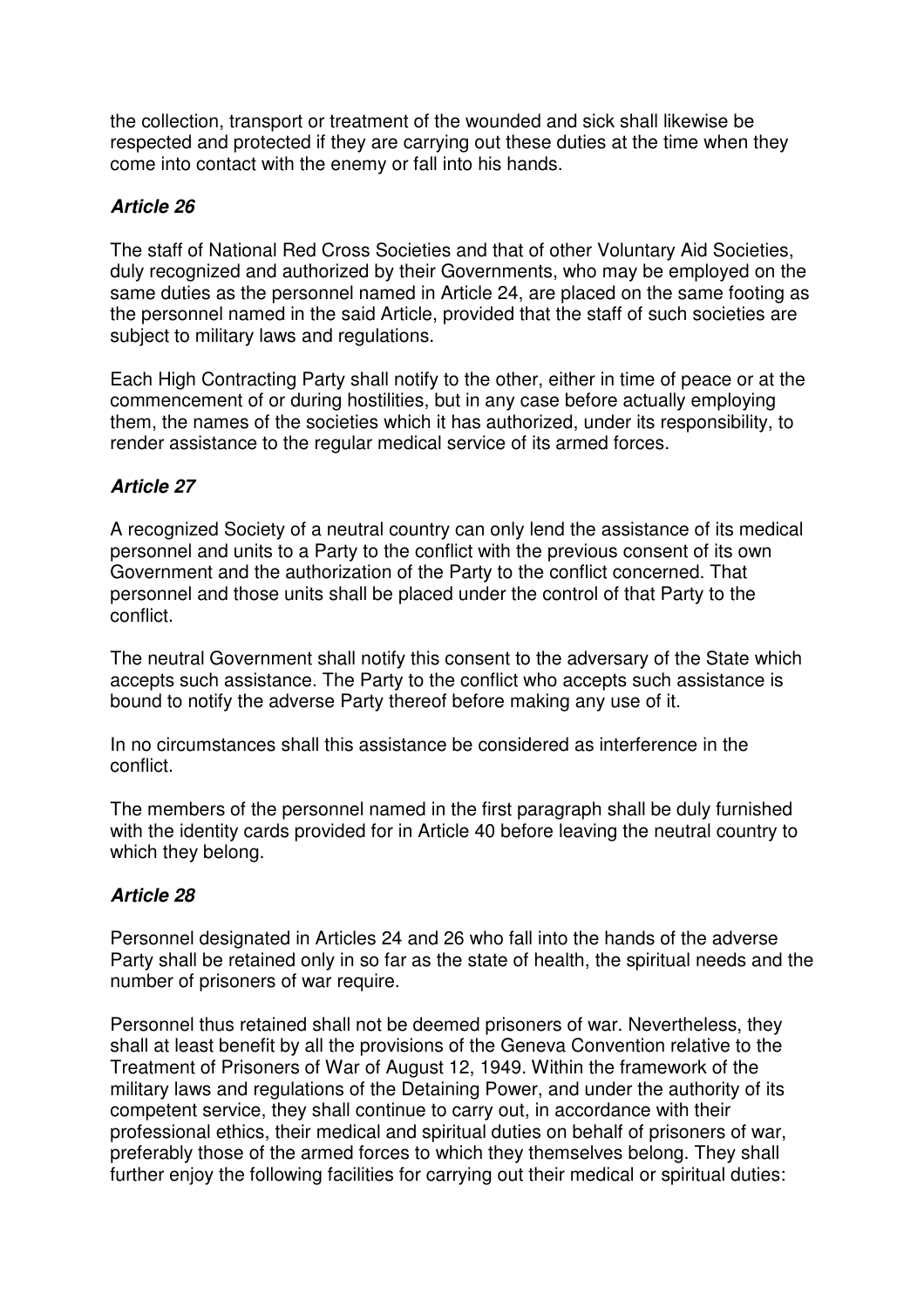the collection, transport or treatment of the wounded and sick shall likewise be respected and protected if they are carrying out these duties at the time when they come into contact with the enemy or fall into his hands.

### *Article 26*

The staff of National Red Cross Societies and that of other Voluntary Aid Societies, duly recognized and authorized by their Governments, who may be employed on the same duties as the personnel named in Article 24, are placed on the same footing as the personnel named in the said Article, provided that the staff of such societies are subject to military laws and regulations.

Each High Contracting Party shall notify to the other, either in time of peace or at the commencement of or during hostilities, but in any case before actually employing them, the names of the societies which it has authorized, under its responsibility, to render assistance to the regular medical service of its armed forces.

### *Article 27*

A recognized Society of a neutral country can only lend the assistance of its medical personnel and units to a Party to the conflict with the previous consent of its own Government and the authorization of the Party to the conflict concerned. That personnel and those units shall be placed under the control of that Party to the conflict.

The neutral Government shall notify this consent to the adversary of the State which accepts such assistance. The Party to the conflict who accepts such assistance is bound to notify the adverse Party thereof before making any use of it.

In no circumstances shall this assistance be considered as interference in the conflict.

The members of the personnel named in the first paragraph shall be duly furnished with the identity cards provided for in Article 40 before leaving the neutral country to which they belong.

### *Article 28*

Personnel designated in Articles 24 and 26 who fall into the hands of the adverse Party shall be retained only in so far as the state of health, the spiritual needs and the number of prisoners of war require.

Personnel thus retained shall not be deemed prisoners of war. Nevertheless, they shall at least benefit by all the provisions of the Geneva Convention relative to the Treatment of Prisoners of War of August 12, 1949. Within the framework of the military laws and regulations of the Detaining Power, and under the authority of its competent service, they shall continue to carry out, in accordance with their professional ethics, their medical and spiritual duties on behalf of prisoners of war, preferably those of the armed forces to which they themselves belong. They shall further enjoy the following facilities for carrying out their medical or spiritual duties: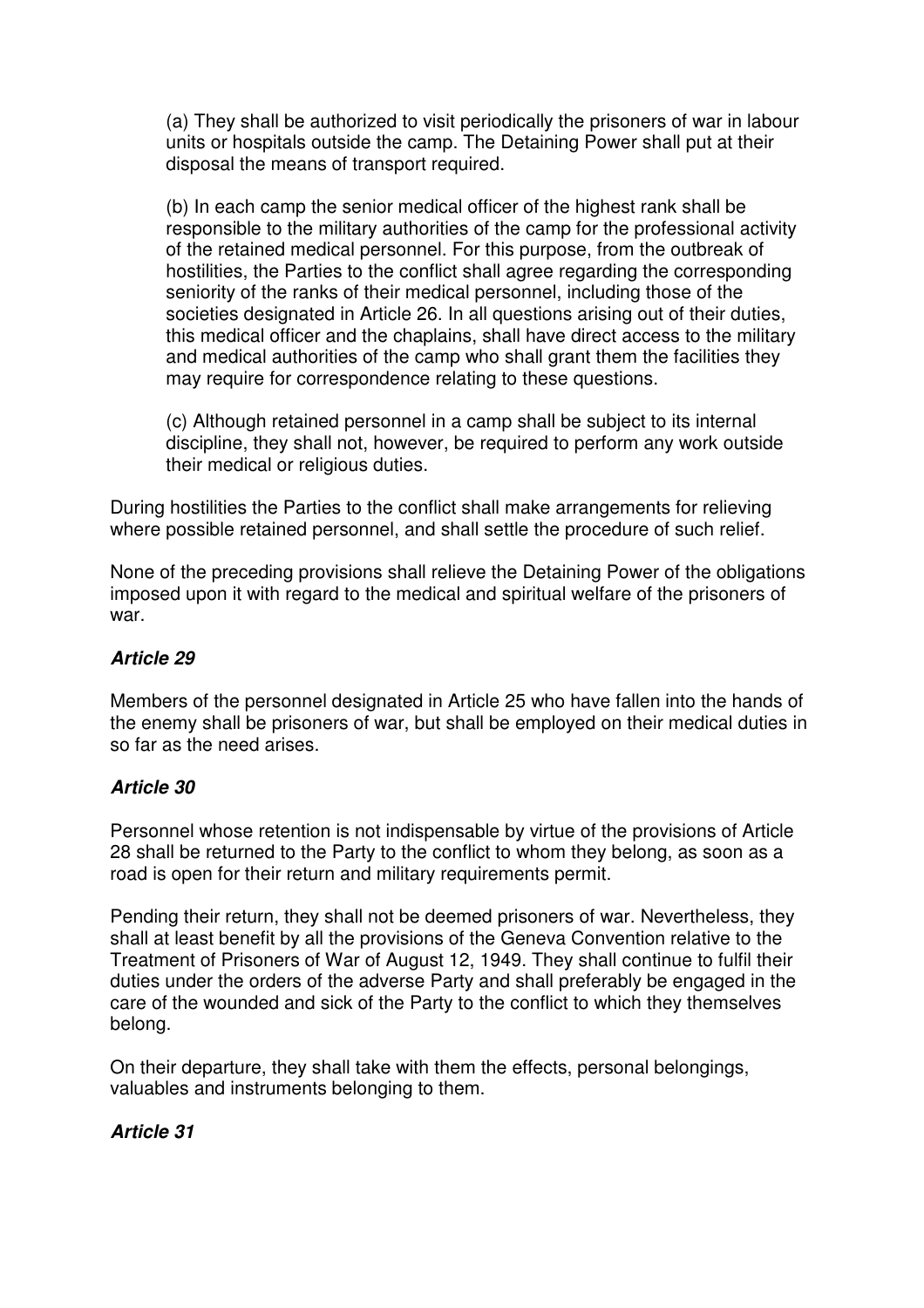(a) They shall be authorized to visit periodically the prisoners of war in labour units or hospitals outside the camp. The Detaining Power shall put at their disposal the means of transport required.

(b) In each camp the senior medical officer of the highest rank shall be responsible to the military authorities of the camp for the professional activity of the retained medical personnel. For this purpose, from the outbreak of hostilities, the Parties to the conflict shall agree regarding the corresponding seniority of the ranks of their medical personnel, including those of the societies designated in Article 26. In all questions arising out of their duties, this medical officer and the chaplains, shall have direct access to the military and medical authorities of the camp who shall grant them the facilities they may require for correspondence relating to these questions.

(c) Although retained personnel in a camp shall be subject to its internal discipline, they shall not, however, be required to perform any work outside their medical or religious duties.

During hostilities the Parties to the conflict shall make arrangements for relieving where possible retained personnel, and shall settle the procedure of such relief.

None of the preceding provisions shall relieve the Detaining Power of the obligations imposed upon it with regard to the medical and spiritual welfare of the prisoners of war.

### *Article 29*

Members of the personnel designated in Article 25 who have fallen into the hands of the enemy shall be prisoners of war, but shall be employed on their medical duties in so far as the need arises.

### *Article 30*

Personnel whose retention is not indispensable by virtue of the provisions of Article 28 shall be returned to the Party to the conflict to whom they belong, as soon as a road is open for their return and military requirements permit.

Pending their return, they shall not be deemed prisoners of war. Nevertheless, they shall at least benefit by all the provisions of the Geneva Convention relative to the Treatment of Prisoners of War of August 12, 1949. They shall continue to fulfil their duties under the orders of the adverse Party and shall preferably be engaged in the care of the wounded and sick of the Party to the conflict to which they themselves belong.

On their departure, they shall take with them the effects, personal belongings, valuables and instruments belonging to them.

### *Article 31*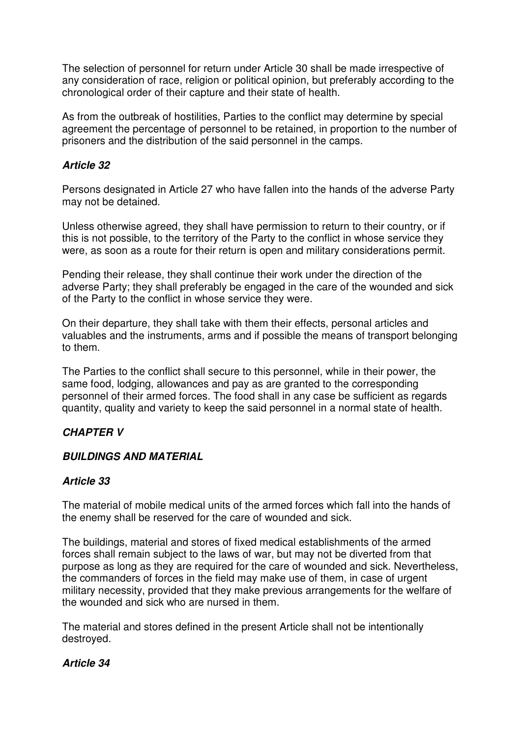The selection of personnel for return under Article 30 shall be made irrespective of any consideration of race, religion or political opinion, but preferably according to the chronological order of their capture and their state of health.

As from the outbreak of hostilities, Parties to the conflict may determine by special agreement the percentage of personnel to be retained, in proportion to the number of prisoners and the distribution of the said personnel in the camps.

### *Article 32*

Persons designated in Article 27 who have fallen into the hands of the adverse Party may not be detained.

Unless otherwise agreed, they shall have permission to return to their country, or if this is not possible, to the territory of the Party to the conflict in whose service they were, as soon as a route for their return is open and military considerations permit.

Pending their release, they shall continue their work under the direction of the adverse Party; they shall preferably be engaged in the care of the wounded and sick of the Party to the conflict in whose service they were.

On their departure, they shall take with them their effects, personal articles and valuables and the instruments, arms and if possible the means of transport belonging to them.

The Parties to the conflict shall secure to this personnel, while in their power, the same food, lodging, allowances and pay as are granted to the corresponding personnel of their armed forces. The food shall in any case be sufficient as regards quantity, quality and variety to keep the said personnel in a normal state of health.

## *CHAPTER V*

## *BUILDINGS AND MATERIAL*

### *Article 33*

The material of mobile medical units of the armed forces which fall into the hands of the enemy shall be reserved for the care of wounded and sick.

The buildings, material and stores of fixed medical establishments of the armed forces shall remain subject to the laws of war, but may not be diverted from that purpose as long as they are required for the care of wounded and sick. Nevertheless, the commanders of forces in the field may make use of them, in case of urgent military necessity, provided that they make previous arrangements for the welfare of the wounded and sick who are nursed in them.

The material and stores defined in the present Article shall not be intentionally destroyed.

### *Article 34*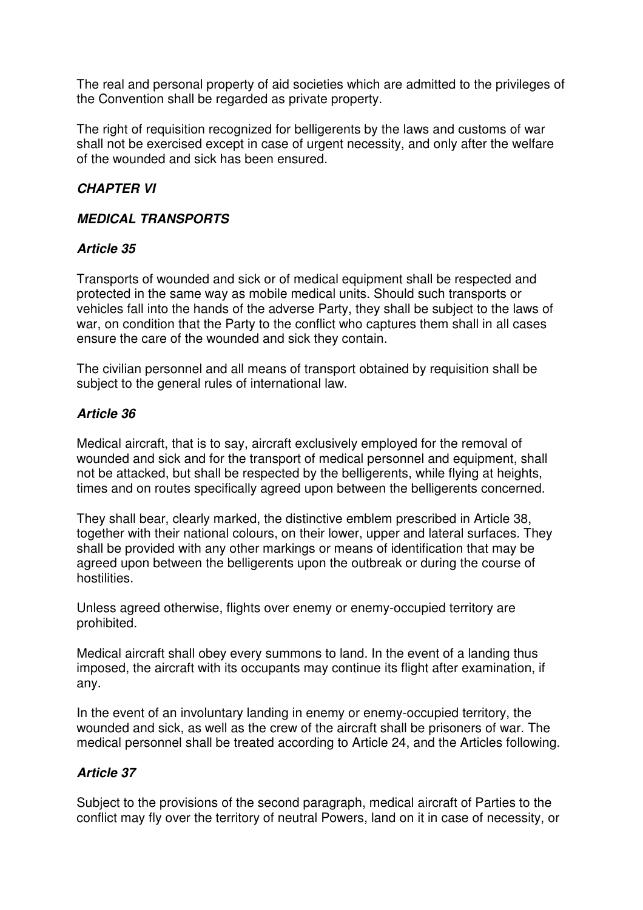The real and personal property of aid societies which are admitted to the privileges of the Convention shall be regarded as private property.

The right of requisition recognized for belligerents by the laws and customs of war shall not be exercised except in case of urgent necessity, and only after the welfare of the wounded and sick has been ensured.

## *CHAPTER VI*

## *MEDICAL TRANSPORTS*

### *Article 35*

Transports of wounded and sick or of medical equipment shall be respected and protected in the same way as mobile medical units. Should such transports or vehicles fall into the hands of the adverse Party, they shall be subject to the laws of war, on condition that the Party to the conflict who captures them shall in all cases ensure the care of the wounded and sick they contain.

The civilian personnel and all means of transport obtained by requisition shall be subject to the general rules of international law.

### *Article 36*

Medical aircraft, that is to say, aircraft exclusively employed for the removal of wounded and sick and for the transport of medical personnel and equipment, shall not be attacked, but shall be respected by the belligerents, while flying at heights, times and on routes specifically agreed upon between the belligerents concerned.

They shall bear, clearly marked, the distinctive emblem prescribed in Article 38, together with their national colours, on their lower, upper and lateral surfaces. They shall be provided with any other markings or means of identification that may be agreed upon between the belligerents upon the outbreak or during the course of hostilities.

Unless agreed otherwise, flights over enemy or enemy-occupied territory are prohibited.

Medical aircraft shall obey every summons to land. In the event of a landing thus imposed, the aircraft with its occupants may continue its flight after examination, if any.

In the event of an involuntary landing in enemy or enemy-occupied territory, the wounded and sick, as well as the crew of the aircraft shall be prisoners of war. The medical personnel shall be treated according to Article 24, and the Articles following.

### *Article 37*

Subject to the provisions of the second paragraph, medical aircraft of Parties to the conflict may fly over the territory of neutral Powers, land on it in case of necessity, or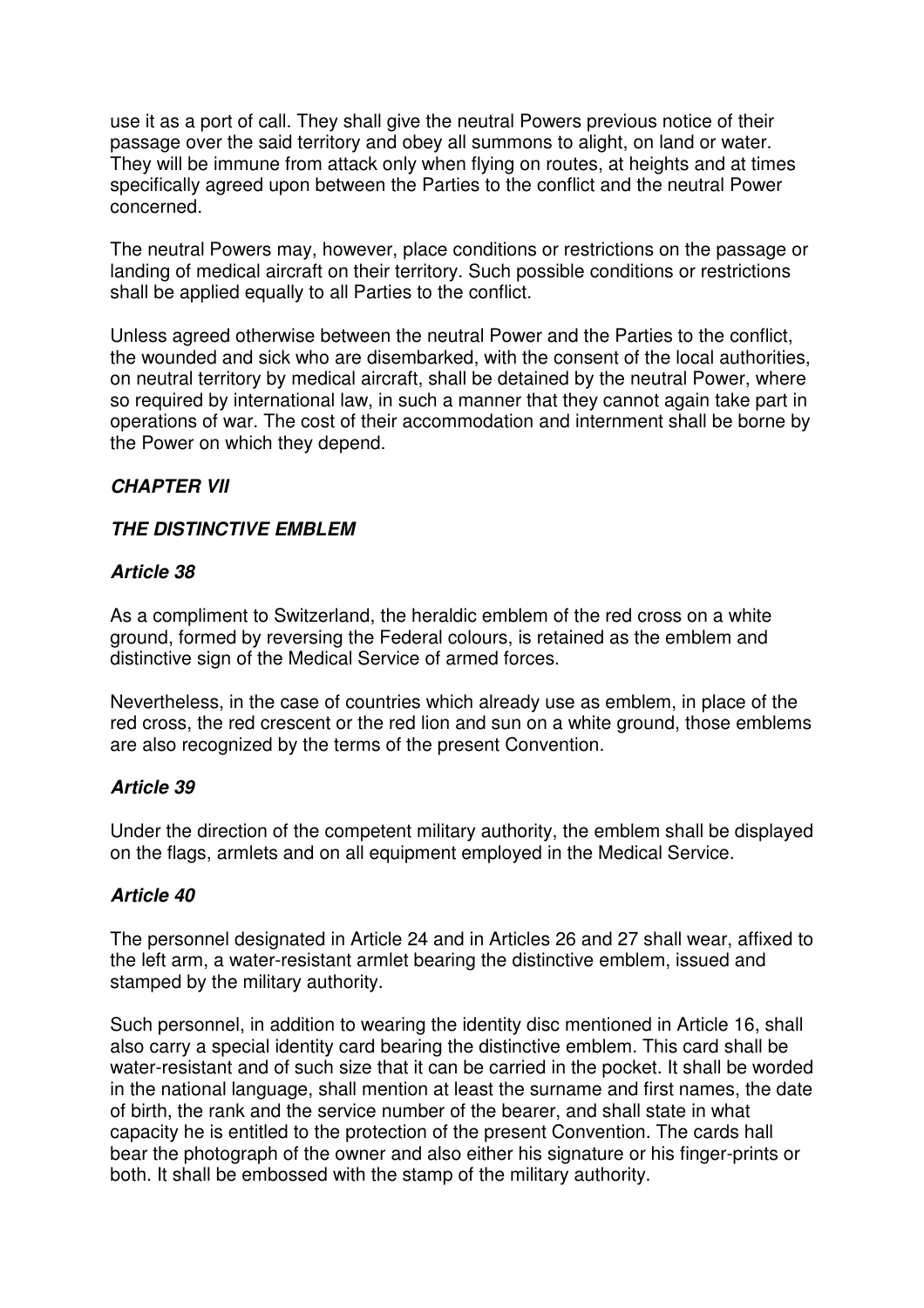use it as a port of call. They shall give the neutral Powers previous notice of their passage over the said territory and obey all summons to alight, on land or water. They will be immune from attack only when flying on routes, at heights and at times specifically agreed upon between the Parties to the conflict and the neutral Power concerned.

The neutral Powers may, however, place conditions or restrictions on the passage or landing of medical aircraft on their territory. Such possible conditions or restrictions shall be applied equally to all Parties to the conflict.

Unless agreed otherwise between the neutral Power and the Parties to the conflict, the wounded and sick who are disembarked, with the consent of the local authorities, on neutral territory by medical aircraft, shall be detained by the neutral Power, where so required by international law, in such a manner that they cannot again take part in operations of war. The cost of their accommodation and internment shall be borne by the Power on which they depend.

## *CHAPTER VII*

## *THE DISTINCTIVE EMBLEM*

### *Article 38*

As a compliment to Switzerland, the heraldic emblem of the red cross on a white ground, formed by reversing the Federal colours, is retained as the emblem and distinctive sign of the Medical Service of armed forces.

Nevertheless, in the case of countries which already use as emblem, in place of the red cross, the red crescent or the red lion and sun on a white ground, those emblems are also recognized by the terms of the present Convention.

### *Article 39*

Under the direction of the competent military authority, the emblem shall be displayed on the flags, armlets and on all equipment employed in the Medical Service.

### *Article 40*

The personnel designated in Article 24 and in Articles 26 and 27 shall wear, affixed to the left arm, a water-resistant armlet bearing the distinctive emblem, issued and stamped by the military authority.

Such personnel, in addition to wearing the identity disc mentioned in Article 16, shall also carry a special identity card bearing the distinctive emblem. This card shall be water-resistant and of such size that it can be carried in the pocket. It shall be worded in the national language, shall mention at least the surname and first names, the date of birth, the rank and the service number of the bearer, and shall state in what capacity he is entitled to the protection of the present Convention. The cards hall bear the photograph of the owner and also either his signature or his finger-prints or both. It shall be embossed with the stamp of the military authority.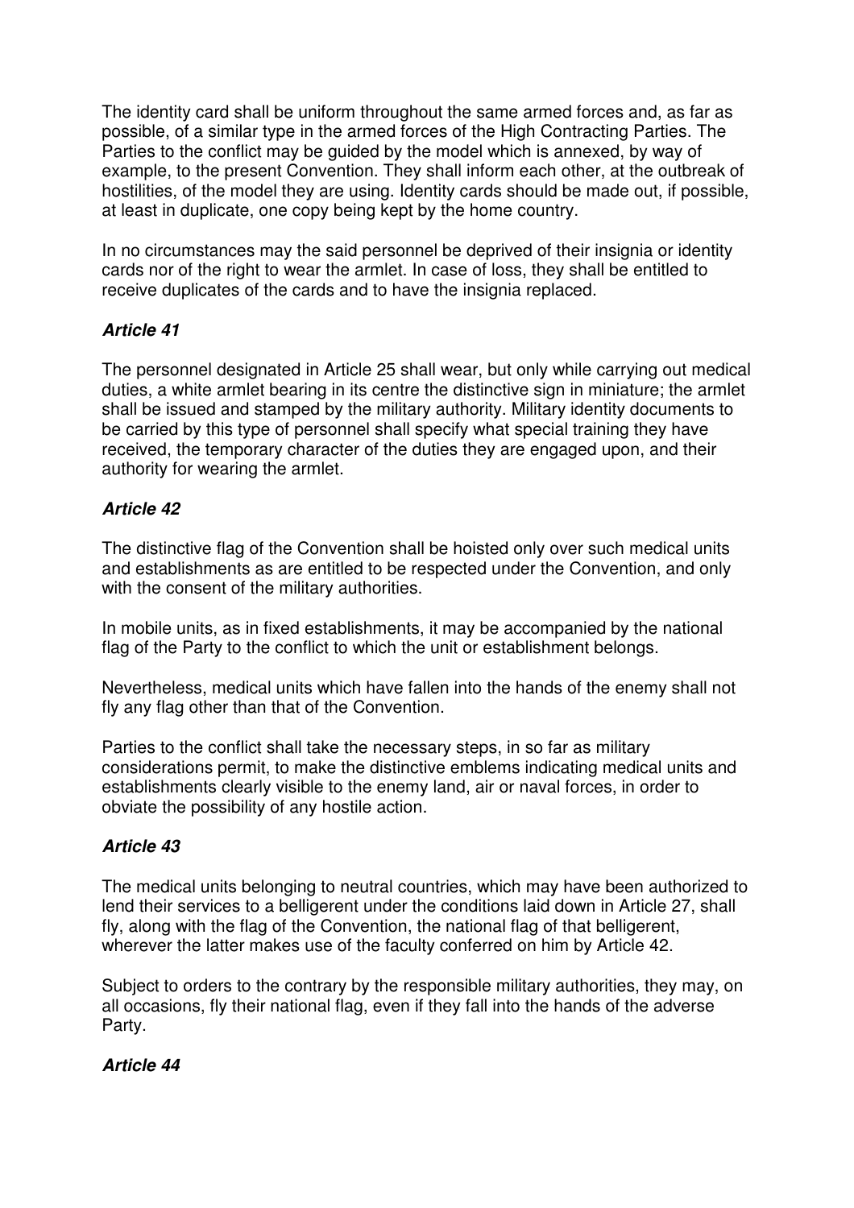The identity card shall be uniform throughout the same armed forces and, as far as possible, of a similar type in the armed forces of the High Contracting Parties. The Parties to the conflict may be guided by the model which is annexed, by way of example, to the present Convention. They shall inform each other, at the outbreak of hostilities, of the model they are using. Identity cards should be made out, if possible, at least in duplicate, one copy being kept by the home country.

In no circumstances may the said personnel be deprived of their insignia or identity cards nor of the right to wear the armlet. In case of loss, they shall be entitled to receive duplicates of the cards and to have the insignia replaced.

### *Article 41*

The personnel designated in Article 25 shall wear, but only while carrying out medical duties, a white armlet bearing in its centre the distinctive sign in miniature; the armlet shall be issued and stamped by the military authority. Military identity documents to be carried by this type of personnel shall specify what special training they have received, the temporary character of the duties they are engaged upon, and their authority for wearing the armlet.

### *Article 42*

The distinctive flag of the Convention shall be hoisted only over such medical units and establishments as are entitled to be respected under the Convention, and only with the consent of the military authorities.

In mobile units, as in fixed establishments, it may be accompanied by the national flag of the Party to the conflict to which the unit or establishment belongs.

Nevertheless, medical units which have fallen into the hands of the enemy shall not fly any flag other than that of the Convention.

Parties to the conflict shall take the necessary steps, in so far as military considerations permit, to make the distinctive emblems indicating medical units and establishments clearly visible to the enemy land, air or naval forces, in order to obviate the possibility of any hostile action.

### *Article 43*

The medical units belonging to neutral countries, which may have been authorized to lend their services to a belligerent under the conditions laid down in Article 27, shall fly, along with the flag of the Convention, the national flag of that belligerent, wherever the latter makes use of the faculty conferred on him by Article 42.

Subject to orders to the contrary by the responsible military authorities, they may, on all occasions, fly their national flag, even if they fall into the hands of the adverse Party.

### *Article 44*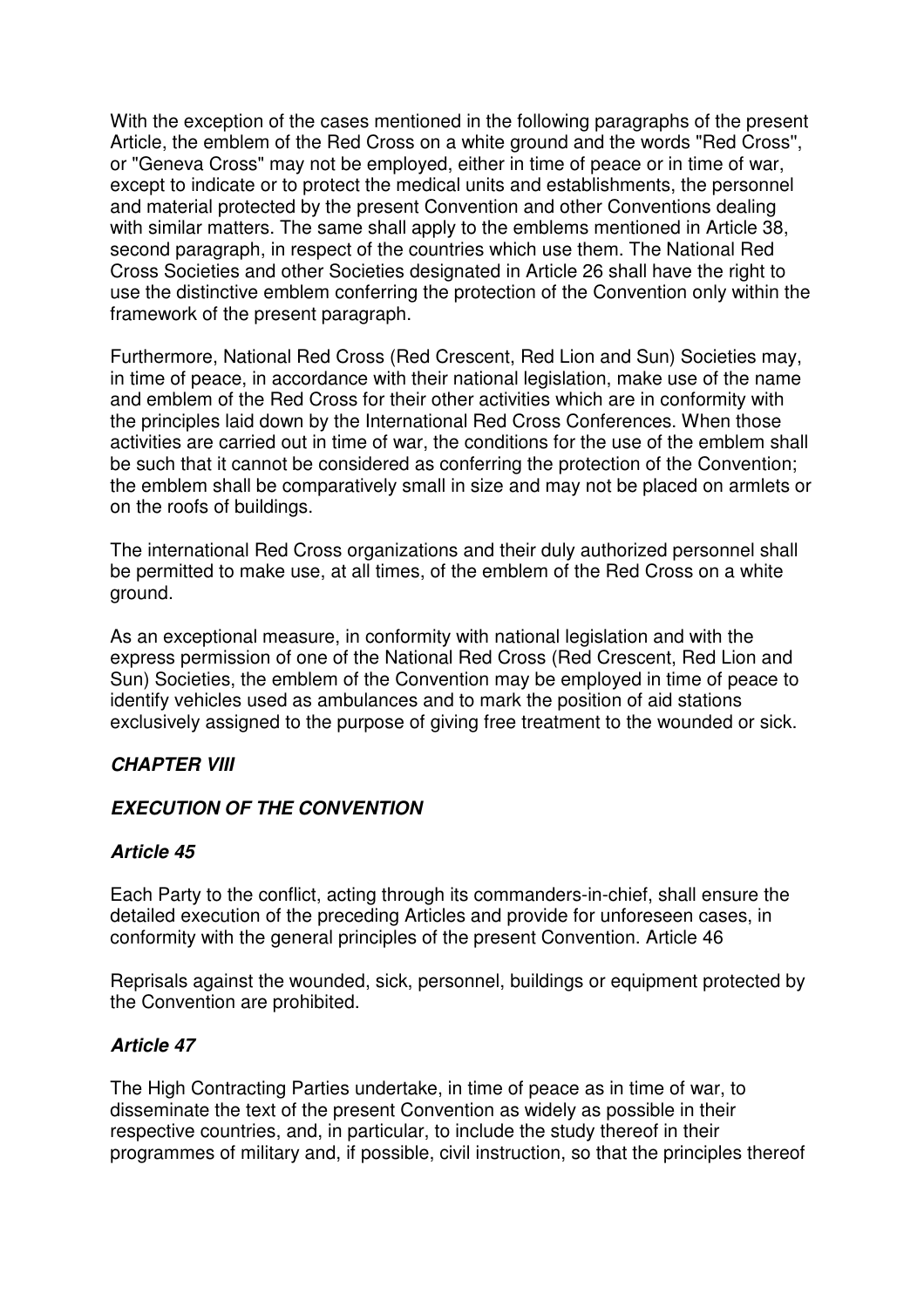With the exception of the cases mentioned in the following paragraphs of the present Article, the emblem of the Red Cross on a white ground and the words "Red Cross", or "Geneva Cross" may not be employed, either in time of peace or in time of war, except to indicate or to protect the medical units and establishments, the personnel and material protected by the present Convention and other Conventions dealing with similar matters. The same shall apply to the emblems mentioned in Article 38, second paragraph, in respect of the countries which use them. The National Red Cross Societies and other Societies designated in Article 26 shall have the right to use the distinctive emblem conferring the protection of the Convention only within the framework of the present paragraph.

Furthermore, National Red Cross (Red Crescent, Red Lion and Sun) Societies may, in time of peace, in accordance with their national legislation, make use of the name and emblem of the Red Cross for their other activities which are in conformity with the principles laid down by the International Red Cross Conferences. When those activities are carried out in time of war, the conditions for the use of the emblem shall be such that it cannot be considered as conferring the protection of the Convention; the emblem shall be comparatively small in size and may not be placed on armlets or on the roofs of buildings.

The international Red Cross organizations and their duly authorized personnel shall be permitted to make use, at all times, of the emblem of the Red Cross on a white ground.

As an exceptional measure, in conformity with national legislation and with the express permission of one of the National Red Cross (Red Crescent, Red Lion and Sun) Societies, the emblem of the Convention may be employed in time of peace to identify vehicles used as ambulances and to mark the position of aid stations exclusively assigned to the purpose of giving free treatment to the wounded or sick.

## *CHAPTER VIII*

## *EXECUTION OF THE CONVENTION*

### *Article 45*

Each Party to the conflict, acting through its commanders-in-chief, shall ensure the detailed execution of the preceding Articles and provide for unforeseen cases, in conformity with the general principles of the present Convention. Article 46

Reprisals against the wounded, sick, personnel, buildings or equipment protected by the Convention are prohibited.

### *Article 47*

The High Contracting Parties undertake, in time of peace as in time of war, to disseminate the text of the present Convention as widely as possible in their respective countries, and, in particular, to include the study thereof in their programmes of military and, if possible, civil instruction, so that the principles thereof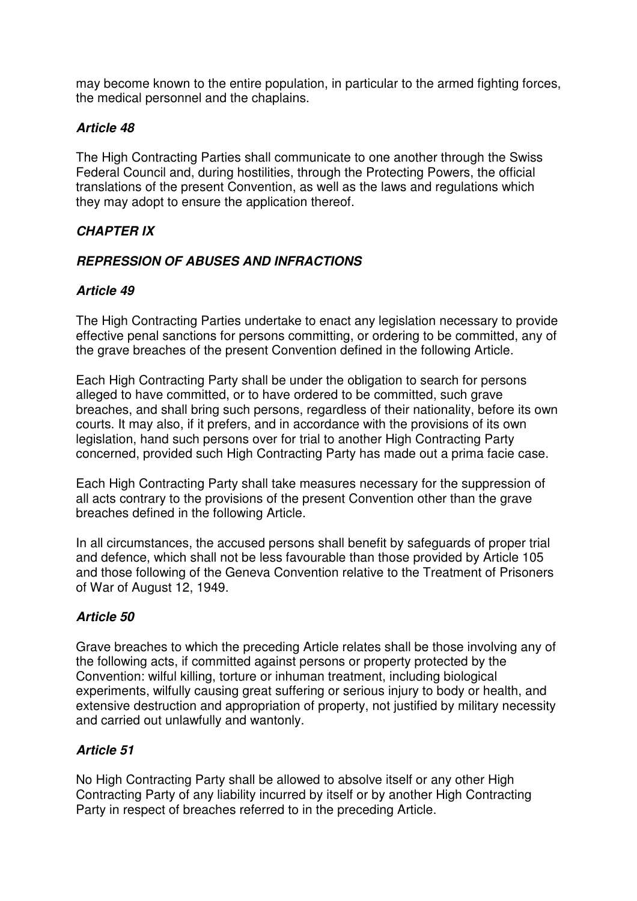may become known to the entire population, in particular to the armed fighting forces, the medical personnel and the chaplains.

### *Article 48*

The High Contracting Parties shall communicate to one another through the Swiss Federal Council and, during hostilities, through the Protecting Powers, the official translations of the present Convention, as well as the laws and regulations which they may adopt to ensure the application thereof.

## *CHAPTER IX*

## *REPRESSION OF ABUSES AND INFRACTIONS*

### *Article 49*

The High Contracting Parties undertake to enact any legislation necessary to provide effective penal sanctions for persons committing, or ordering to be committed, any of the grave breaches of the present Convention defined in the following Article.

Each High Contracting Party shall be under the obligation to search for persons alleged to have committed, or to have ordered to be committed, such grave breaches, and shall bring such persons, regardless of their nationality, before its own courts. It may also, if it prefers, and in accordance with the provisions of its own legislation, hand such persons over for trial to another High Contracting Party concerned, provided such High Contracting Party has made out a prima facie case.

Each High Contracting Party shall take measures necessary for the suppression of all acts contrary to the provisions of the present Convention other than the grave breaches defined in the following Article.

In all circumstances, the accused persons shall benefit by safeguards of proper trial and defence, which shall not be less favourable than those provided by Article 105 and those following of the Geneva Convention relative to the Treatment of Prisoners of War of August 12, 1949.

### *Article 50*

Grave breaches to which the preceding Article relates shall be those involving any of the following acts, if committed against persons or property protected by the Convention: wilful killing, torture or inhuman treatment, including biological experiments, wilfully causing great suffering or serious injury to body or health, and extensive destruction and appropriation of property, not justified by military necessity and carried out unlawfully and wantonly.

### *Article 51*

No High Contracting Party shall be allowed to absolve itself or any other High Contracting Party of any liability incurred by itself or by another High Contracting Party in respect of breaches referred to in the preceding Article.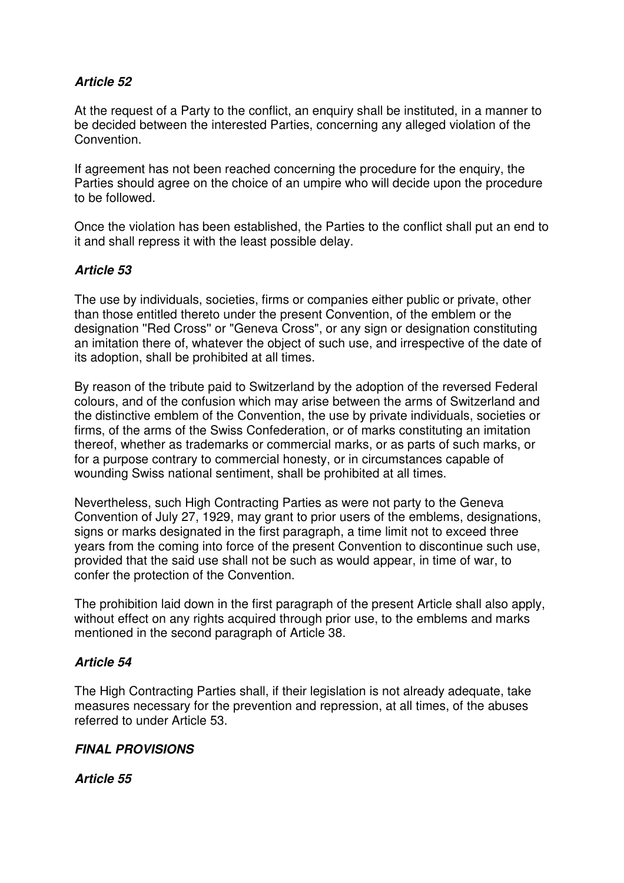***Article 52***

At the request of a Party to the conflict, an enquiry shall be instituted, in a manner to be decided between the interested Parties, concerning any alleged violation of the Convention.

If agreement has not been reached concerning the procedure for the enquiry, the Parties should agree on the choice of an umpire who will decide upon the procedure to be followed.

Once the violation has been established, the Parties to the conflict shall put an end to it and shall repress it with the least possible delay.

***Article 53***

The use by individuals, societies, firms or companies either public or private, other than those entitled thereto under the present Convention, of the emblem or the designation "Red Cross" or "Geneva Cross", or any sign or designation constituting an imitation there of, whatever the object of such use, and irrespective of the date of its adoption, shall be prohibited at all times.

By reason of the tribute paid to Switzerland by the adoption of the reversed Federal colours, and of the confusion which may arise between the arms of Switzerland and the distinctive emblem of the Convention, the use by private individuals, societies or firms, of the arms of the Swiss Confederation, or of marks constituting an imitation thereof, whether as trademarks or commercial marks, or as parts of such marks, or for a purpose contrary to commercial honesty, or in circumstances capable of wounding Swiss national sentiment, shall be prohibited at all times.

Nevertheless, such High Contracting Parties as were not party to the Geneva Convention of July 27, 1929, may grant to prior users of the emblems, designations, signs or marks designated in the first paragraph, a time limit not to exceed three years from the coming into force of the present Convention to discontinue such use, provided that the said use shall not be such as would appear, in time of war, to confer the protection of the Convention.

The prohibition laid down in the first paragraph of the present Article shall also apply, without effect on any rights acquired through prior use, to the emblems and marks mentioned in the second paragraph of Article 38.

***Article 54***

The High Contracting Parties shall, if their legislation is not already adequate, take measures necessary for the prevention and repression, at all times, of the abuses referred to under Article 53.

***FINAL PROVISIONS***

***Article 55***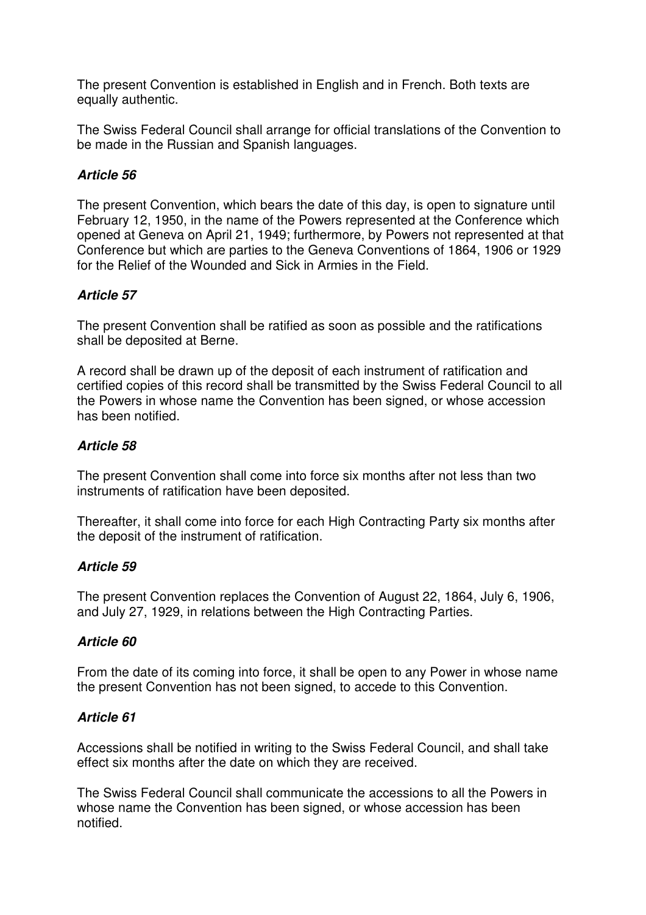The present Convention is established in English and in French. Both texts are equally authentic.

The Swiss Federal Council shall arrange for official translations of the Convention to be made in the Russian and Spanish languages.

#### *Article 56*

The present Convention, which bears the date of this day, is open to signature until February 12, 1950, in the name of the Powers represented at the Conference which opened at Geneva on April 21, 1949; furthermore, by Powers not represented at that Conference but which are parties to the Geneva Conventions of 1864, 1906 or 1929 for the Relief of the Wounded and Sick in Armies in the Field.

#### *Article 57*

The present Convention shall be ratified as soon as possible and the ratifications shall be deposited at Berne.

A record shall be drawn up of the deposit of each instrument of ratification and certified copies of this record shall be transmitted by the Swiss Federal Council to all the Powers in whose name the Convention has been signed, or whose accession has been notified.

#### *Article 58*

The present Convention shall come into force six months after not less than two instruments of ratification have been deposited.

Thereafter, it shall come into force for each High Contracting Party six months after the deposit of the instrument of ratification.

#### *Article 59*

The present Convention replaces the Convention of August 22, 1864, July 6, 1906, and July 27, 1929, in relations between the High Contracting Parties.

#### *Article 60*

From the date of its coming into force, it shall be open to any Power in whose name the present Convention has not been signed, to accede to this Convention.

#### *Article 61*

Accessions shall be notified in writing to the Swiss Federal Council, and shall take effect six months after the date on which they are received.

The Swiss Federal Council shall communicate the accessions to all the Powers in whose name the Convention has been signed, or whose accession has been notified.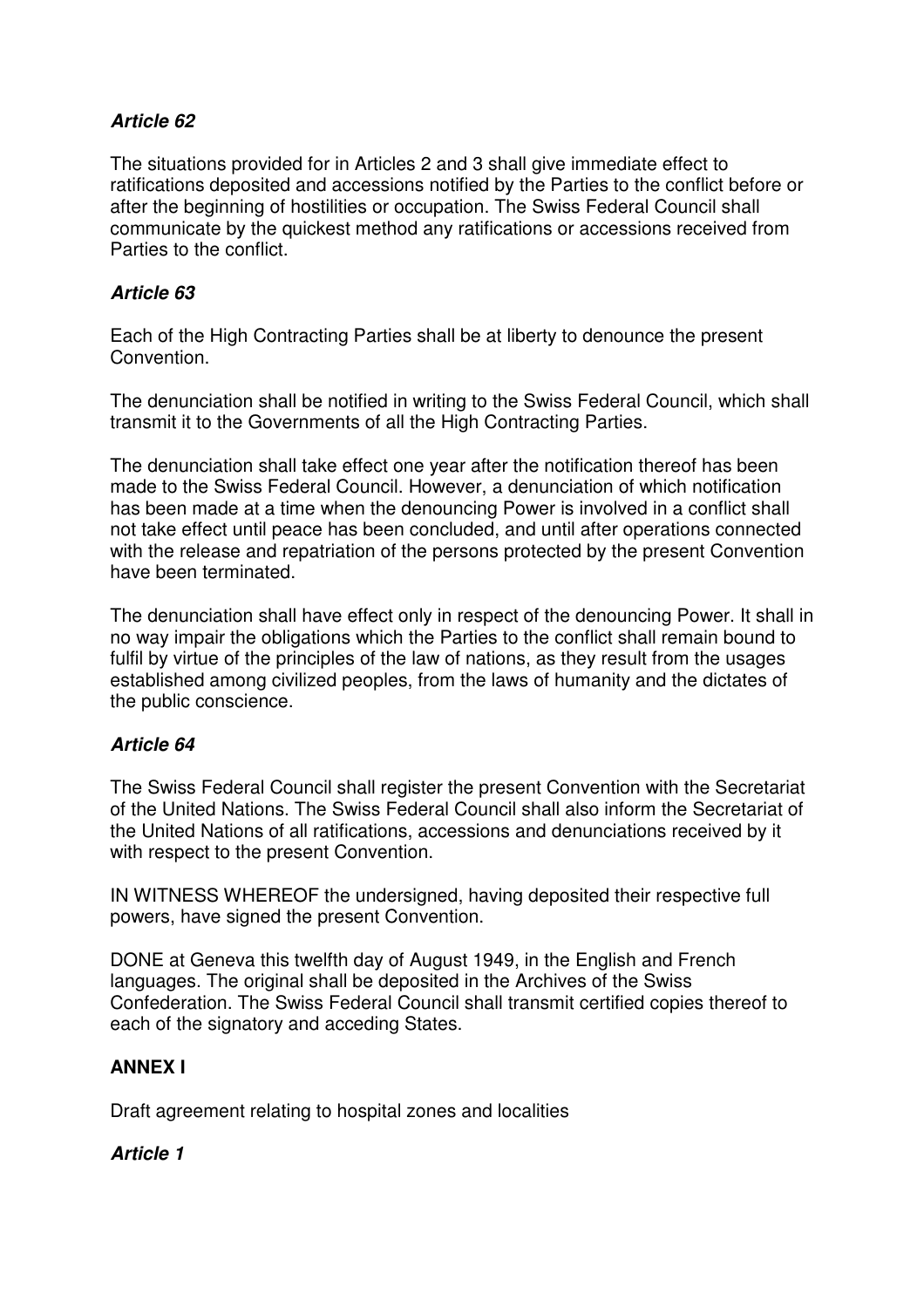***Article 62***

The situations provided for in Articles 2 and 3 shall give immediate effect to ratifications deposited and accessions notified by the Parties to the conflict before or after the beginning of hostilities or occupation. The Swiss Federal Council shall communicate by the quickest method any ratifications or accessions received from Parties to the conflict.

***Article 63***

Each of the High Contracting Parties shall be at liberty to denounce the present Convention.

The denunciation shall be notified in writing to the Swiss Federal Council, which shall transmit it to the Governments of all the High Contracting Parties.

The denunciation shall take effect one year after the notification thereof has been made to the Swiss Federal Council. However, a denunciation of which notification has been made at a time when the denouncing Power is involved in a conflict shall not take effect until peace has been concluded, and until after operations connected with the release and repatriation of the persons protected by the present Convention have been terminated.

The denunciation shall have effect only in respect of the denouncing Power. It shall in no way impair the obligations which the Parties to the conflict shall remain bound to fulfil by virtue of the principles of the law of nations, as they result from the usages established among civilized peoples, from the laws of humanity and the dictates of the public conscience.

***Article 64***

The Swiss Federal Council shall register the present Convention with the Secretariat of the United Nations. The Swiss Federal Council shall also inform the Secretariat of the United Nations of all ratifications, accessions and denunciations received by it with respect to the present Convention.

IN WITNESS WHEREOF the undersigned, having deposited their respective full powers, have signed the present Convention.

DONE at Geneva this twelfth day of August 1949, in the English and French languages. The original shall be deposited in the Archives of the Swiss Confederation. The Swiss Federal Council shall transmit certified copies thereof to each of the signatory and acceding States.

**ANNEX I**

Draft agreement relating to hospital zones and localities

***Article 1***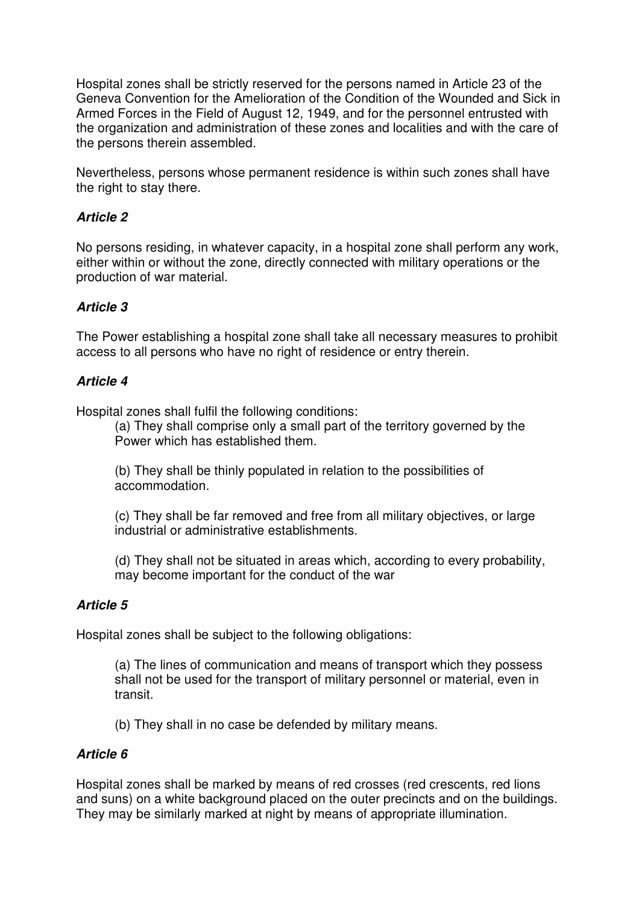Hospital zones shall be strictly reserved for the persons named in Article 23 of the Geneva Convention for the Amelioration of the Condition of the Wounded and Sick in Armed Forces in the Field of August 12, 1949, and for the personnel entrusted with the organization and administration of these zones and localities and with the care of the persons therein assembled.

Nevertheless, persons whose permanent residence is within such zones shall have the right to stay there.

### *Article 2*

No persons residing, in whatever capacity, in a hospital zone shall perform any work, either within or without the zone, directly connected with military operations or the production of war material.

### *Article 3*

The Power establishing a hospital zone shall take all necessary measures to prohibit access to all persons who have no right of residence or entry therein.

### *Article 4*

Hospital zones shall fulfil the following conditions:

(a) They shall comprise only a small part of the territory governed by the Power which has established them.

(b) They shall be thinly populated in relation to the possibilities of accommodation.

(c) They shall be far removed and free from all military objectives, or large industrial or administrative establishments.

(d) They shall not be situated in areas which, according to every probability, may become important for the conduct of the war

### *Article 5*

Hospital zones shall be subject to the following obligations:

(a) The lines of communication and means of transport which they possess shall not be used for the transport of military personnel or material, even in transit.

(b) They shall in no case be defended by military means.

### *Article 6*

Hospital zones shall be marked by means of red crosses (red crescents, red lions and suns) on a white background placed on the outer precincts and on the buildings. They may be similarly marked at night by means of appropriate illumination.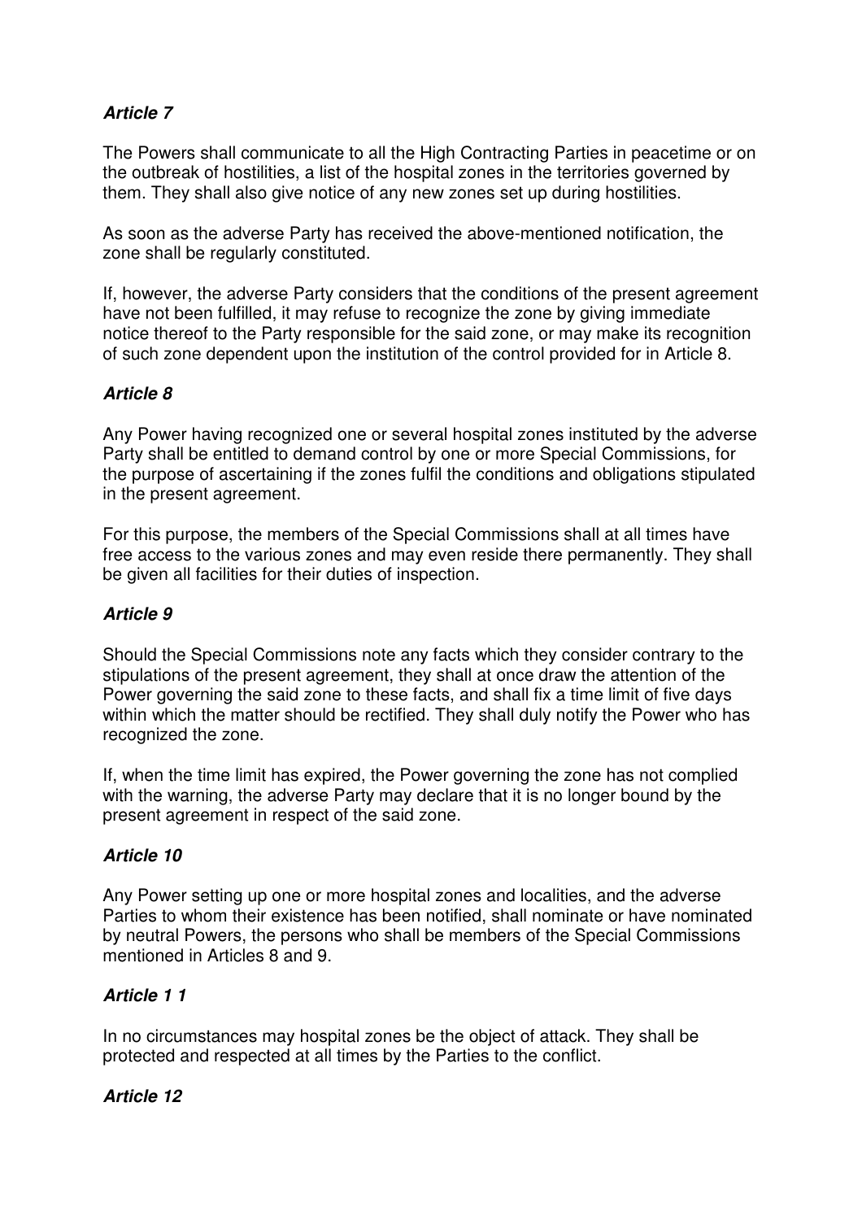***Article 7***

The Powers shall communicate to all the High Contracting Parties in peacetime or on the outbreak of hostilities, a list of the hospital zones in the territories governed by them. They shall also give notice of any new zones set up during hostilities.

As soon as the adverse Party has received the above-mentioned notification, the zone shall be regularly constituted.

If, however, the adverse Party considers that the conditions of the present agreement have not been fulfilled, it may refuse to recognize the zone by giving immediate notice thereof to the Party responsible for the said zone, or may make its recognition of such zone dependent upon the institution of the control provided for in Article 8.

***Article 8***

Any Power having recognized one or several hospital zones instituted by the adverse Party shall be entitled to demand control by one or more Special Commissions, for the purpose of ascertaining if the zones fulfil the conditions and obligations stipulated in the present agreement.

For this purpose, the members of the Special Commissions shall at all times have free access to the various zones and may even reside there permanently. They shall be given all facilities for their duties of inspection.

***Article 9***

Should the Special Commissions note any facts which they consider contrary to the stipulations of the present agreement, they shall at once draw the attention of the Power governing the said zone to these facts, and shall fix a time limit of five days within which the matter should be rectified. They shall duly notify the Power who has recognized the zone.

If, when the time limit has expired, the Power governing the zone has not complied with the warning, the adverse Party may declare that it is no longer bound by the present agreement in respect of the said zone.

***Article 10***

Any Power setting up one or more hospital zones and localities, and the adverse Parties to whom their existence has been notified, shall nominate or have nominated by neutral Powers, the persons who shall be members of the Special Commissions mentioned in Articles 8 and 9.

***Article 1 1***

In no circumstances may hospital zones be the object of attack. They shall be protected and respected at all times by the Parties to the conflict.

***Article 12***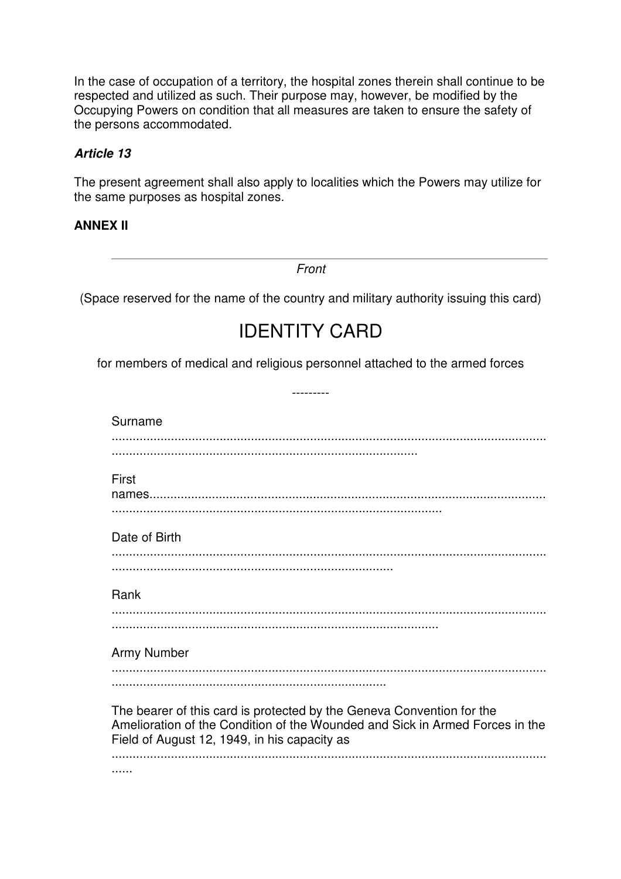In the case of occupation of a territory, the hospital zones therein shall continue to be respected and utilized as such. Their purpose may, however, be modified by the Occupying Powers on condition that all measures are taken to ensure the safety of the persons accommodated.

### *Article 13*

The present agreement shall also apply to localities which the Powers may utilize for the same purposes as hospital zones.

## ANNEX II

---

*Front*

(Space reserved for the name of the country and military authority issuing this card)

# IDENTITY CARD

for members of medical and religious personnel attached to the armed forces

---------

Surname
...........................................................................................................................
.......................................................................................

First
names.................................................................................................................
.............................................................................................

Date of Birth
...........................................................................................................................
................................................................................

Rank
...........................................................................................................................
............................................................................................

Army Number
...........................................................................................................................
.............................................................................

The bearer of this card is protected by the Geneva Convention for the Amelioration of the Condition of the Wounded and Sick in Armed Forces in the Field of August 12, 1949, in his capacity as
...........................................................................................................................
......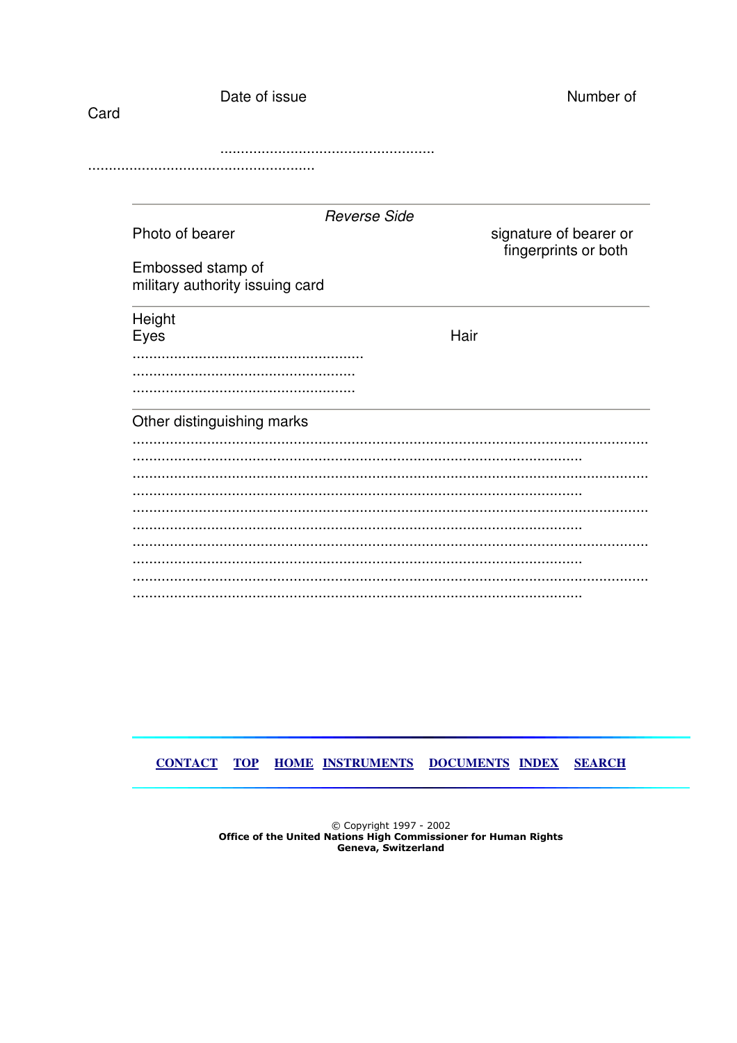Date of issue Number of Card

.................................................... ......................................................

---

*Reverse Side*

Photo of bearer

signature of bearer or fingerprints or both

Embossed stamp of military authority issuing card

---

Height

Eyes

Hair

.......................................................
.....................................................
.....................................................

---

Other distinguishing marks

..........................................................................................................................
...........................................................................................................
..........................................................................................................................
...........................................................................................................
..........................................................................................................................
...........................................................................................................
..........................................................................................................................
...........................................................................................................
..........................................................................................................................
...........................................................................................................

---

CONTACT TOP HOME INSTRUMENTS DOCUMENTS INDEX SEARCH

---

© Copyright 1997 - 2002
**Office of the United Nations High Commissioner for Human Rights**
**Geneva, Switzerland**